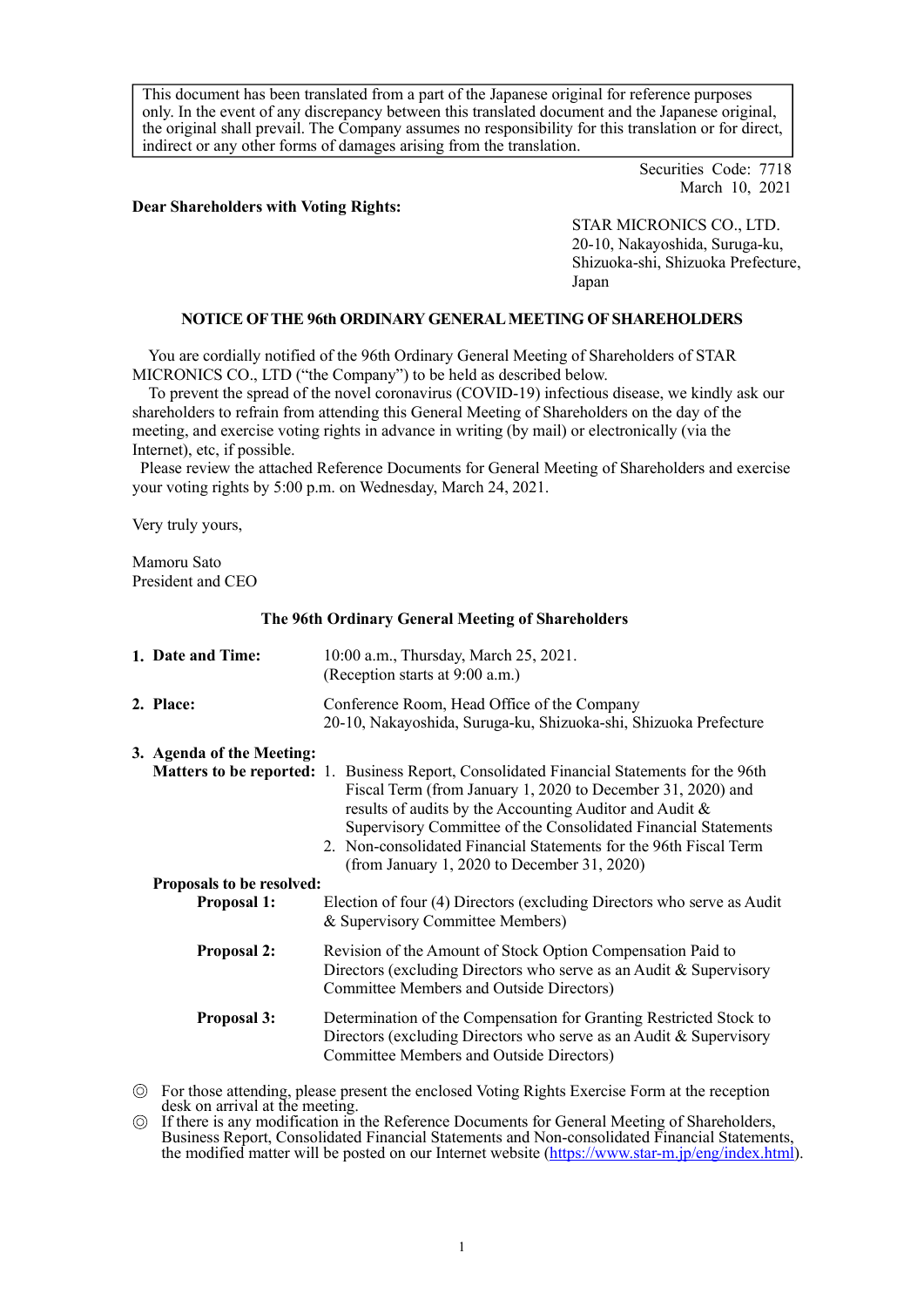This document has been translated from a part of the Japanese original for reference purposes only. In the event of any discrepancy between this translated document and the Japanese original, the original shall prevail. The Company assumes no responsibility for this translation or for direct, indirect or any other forms of damages arising from the translation.

Securities Code: 7718
March 10, 2021

**Dear Shareholders with Voting Rights:**

STAR MICRONICS CO., LTD.
20-10, Nakayoshida, Suruga-ku,
Shizuoka-shi, Shizuoka Prefecture,
Japan

## NOTICE OF THE 96th ORDINARY GENERAL MEETING OF SHAREHOLDERS

You are cordially notified of the 96th Ordinary General Meeting of Shareholders of STAR MICRONICS CO., LTD ("the Company") to be held as described below.

To prevent the spread of the novel coronavirus (COVID-19) infectious disease, we kindly ask our shareholders to refrain from attending this General Meeting of Shareholders on the day of the meeting, and exercise voting rights in advance in writing (by mail) or electronically (via the Internet), etc, if possible.

Please review the attached Reference Documents for General Meeting of Shareholders and exercise your voting rights by 5:00 p.m. on Wednesday, March 24, 2021.

Very truly yours,

Mamoru Sato
President and CEO

### The 96th Ordinary General Meeting of Shareholders

**1. Date and Time:** 10:00 a.m., Thursday, March 25, 2021.
(Reception starts at 9:00 a.m.)

**2. Place:** Conference Room, Head Office of the Company
20-10, Nakayoshida, Suruga-ku, Shizuoka-shi, Shizuoka Prefecture

**3. Agenda of the Meeting:**

**Matters to be reported:**

1. Business Report, Consolidated Financial Statements for the 96th Fiscal Term (from January 1, 2020 to December 31, 2020) and results of audits by the Accounting Auditor and Audit & Supervisory Committee of the Consolidated Financial Statements
2. Non-consolidated Financial Statements for the 96th Fiscal Term (from January 1, 2020 to December 31, 2020)

**Proposals to be resolved:**

**Proposal 1:** Election of four (4) Directors (excluding Directors who serve as Audit & Supervisory Committee Members)

**Proposal 2:** Revision of the Amount of Stock Option Compensation Paid to Directors (excluding Directors who serve as an Audit & Supervisory Committee Members and Outside Directors)

**Proposal 3:** Determination of the Compensation for Granting Restricted Stock to Directors (excluding Directors who serve as an Audit & Supervisory Committee Members and Outside Directors)

◎ For those attending, please present the enclosed Voting Rights Exercise Form at the reception desk on arrival at the meeting.

◎ If there is any modification in the Reference Documents for General Meeting of Shareholders, Business Report, Consolidated Financial Statements and Non-consolidated Financial Statements, the modified matter will be posted on our Internet website (https://www.star-m.jp/eng/index.html).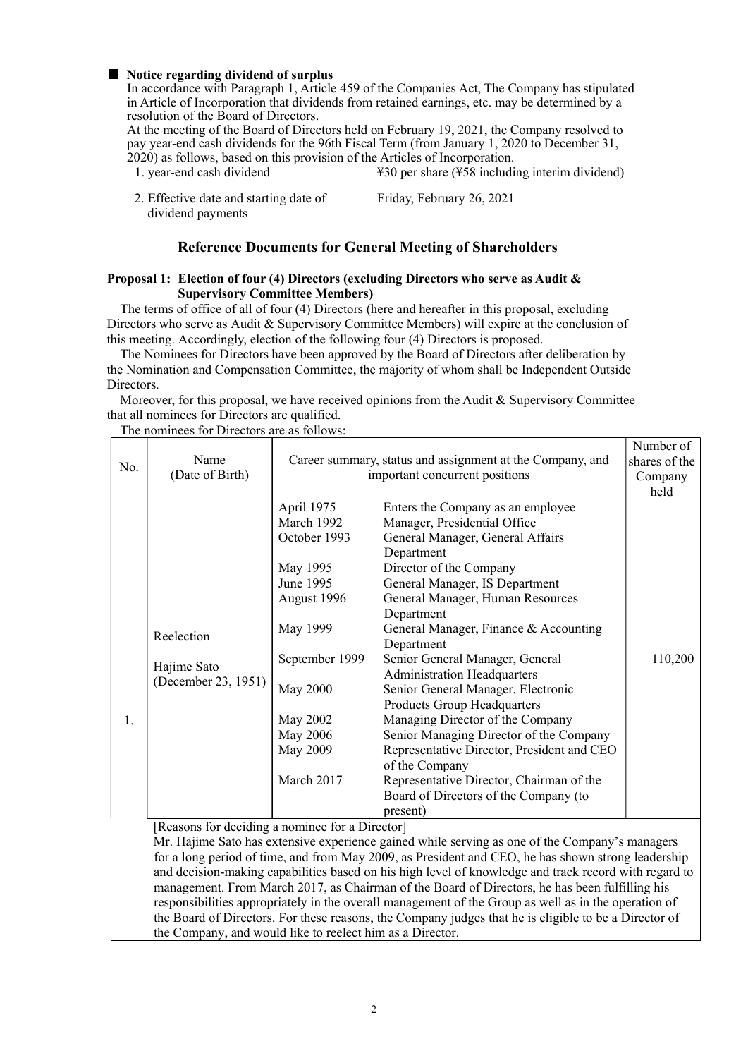■ **Notice regarding dividend of surplus**

In accordance with Paragraph 1, Article 459 of the Companies Act, The Company has stipulated in Article of Incorporation that dividends from retained earnings, etc. may be determined by a resolution of the Board of Directors.

At the meeting of the Board of Directors held on February 19, 2021, the Company resolved to pay year-end cash dividends for the 96th Fiscal Term (from January 1, 2020 to December 31, 2020) as follows, based on this provision of the Articles of Incorporation.

1. year-end cash dividend ¥30 per share (¥58 including interim dividend)
2. Effective date and starting date of dividend payments Friday, February 26, 2021

## Reference Documents for General Meeting of Shareholders

### Proposal 1: Election of four (4) Directors (excluding Directors who serve as Audit & Supervisory Committee Members)

The terms of office of all of four (4) Directors (here and hereafter in this proposal, excluding Directors who serve as Audit & Supervisory Committee Members) will expire at the conclusion of this meeting. Accordingly, election of the following four (4) Directors is proposed.

The Nominees for Directors have been approved by the Board of Directors after deliberation by the Nomination and Compensation Committee, the majority of whom shall be Independent Outside Directors.

Moreover, for this proposal, we have received opinions from the Audit & Supervisory Committee that all nominees for Directors are qualified.

The nominees for Directors are as follows:

| No. | Name (Date of Birth) | Career summary, status and assignment at the Company, and important concurrent positions | | Number of shares of the Company held |
|---|---|---|---|---|
| 1. | Reelection<br><br>Hajime Sato<br>(December 23, 1951) | April 1975<br>March 1992<br>October 1993<br><br>May 1995<br>June 1995<br>August 1996<br><br>May 1999<br><br>September 1999<br><br>May 2000<br><br>May 2002<br>May 2006<br>May 2009<br><br>March 2017 | Enters the Company as an employee<br>Manager, Presidential Office<br>General Manager, General Affairs Department<br>Director of the Company<br>General Manager, IS Department<br>General Manager, Human Resources Department<br>General Manager, Finance & Accounting Department<br>Senior General Manager, General Administration Headquarters<br>Senior General Manager, Electronic Products Group Headquarters<br>Managing Director of the Company<br>Senior Managing Director of the Company<br>Representative Director, President and CEO of the Company<br>Representative Director, Chairman of the Board of Directors of the Company (to present) | 110,200 |
| | [Reasons for deciding a nominee for a Director]<br>Mr. Hajime Sato has extensive experience gained while serving as one of the Company's managers for a long period of time, and from May 2009, as President and CEO, he has shown strong leadership and decision-making capabilities based on his high level of knowledge and track record with regard to management. From March 2017, as Chairman of the Board of Directors, he has been fulfilling his responsibilities appropriately in the overall management of the Group as well as in the operation of the Board of Directors. For these reasons, the Company judges that he is eligible to be a Director of the Company, and would like to reelect him as a Director. | | | |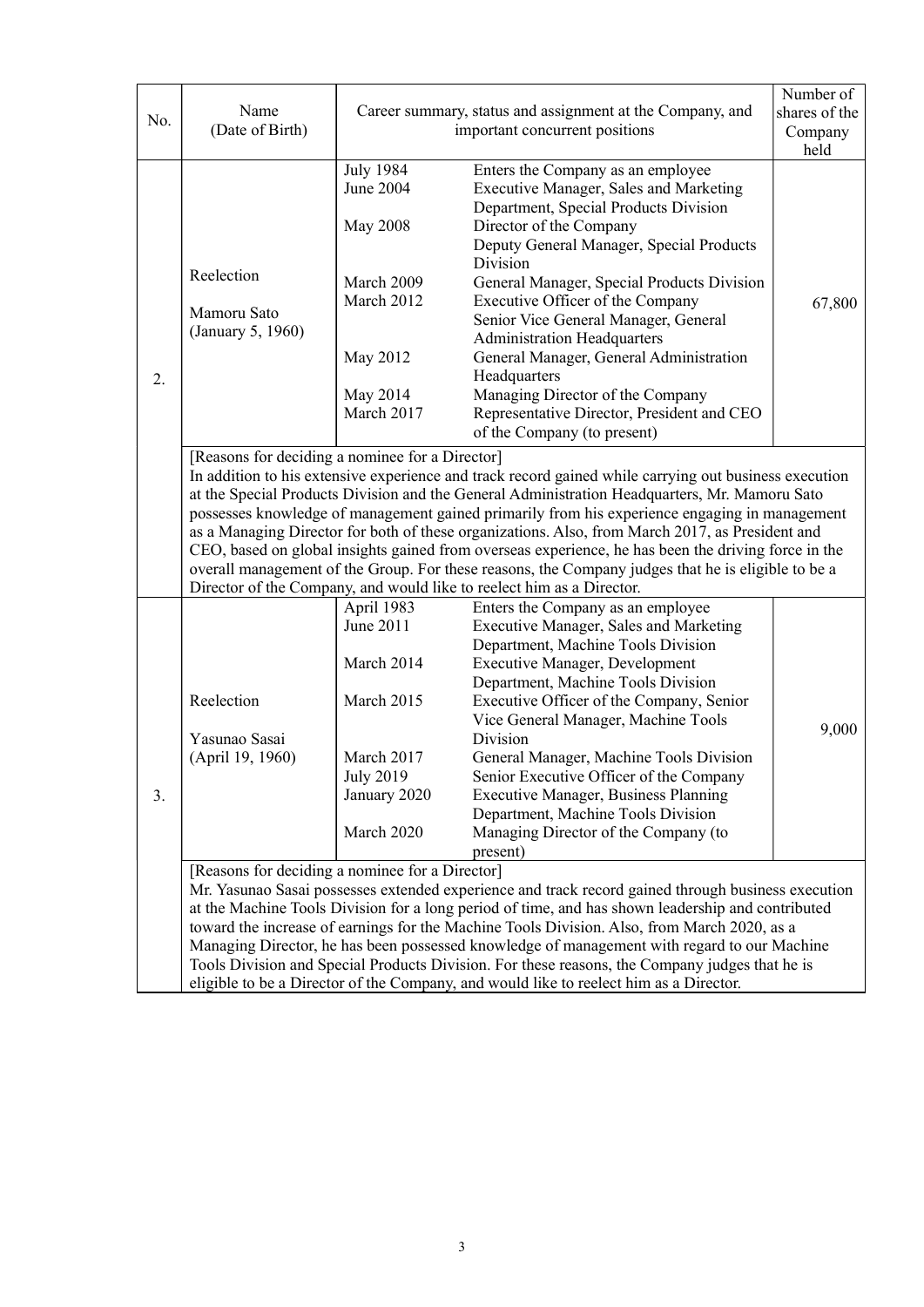| No. | Name (Date of Birth) | Career summary, status and assignment at the Company, and important concurrent positions | | Number of shares of the Company held |
|---|---|---|---|---|
| 2. | Reelection<br><br>Mamoru Sato<br>(January 5, 1960) | July 1984<br>June 2004<br><br>May 2008<br><br><br>March 2009<br>March 2012<br><br><br>May 2012<br><br>May 2014<br>March 2017 | Enters the Company as an employee<br>Executive Manager, Sales and Marketing Department, Special Products Division<br>Director of the Company<br>Deputy General Manager, Special Products Division<br>General Manager, Special Products Division<br>Executive Officer of the Company<br>Senior Vice General Manager, General Administration Headquarters<br>General Manager, General Administration Headquarters<br>Managing Director of the Company<br>Representative Director, President and CEO of the Company (to present) | 67,800 |
| | [Reasons for deciding a nominee for a Director]<br>In addition to his extensive experience and track record gained while carrying out business execution at the Special Products Division and the General Administration Headquarters, Mr. Mamoru Sato possesses knowledge of management gained primarily from his experience engaging in management as a Managing Director for both of these organizations. Also, from March 2017, as President and CEO, based on global insights gained from overseas experience, he has been the driving force in the overall management of the Group. For these reasons, the Company judges that he is eligible to be a Director of the Company, and would like to reelect him as a Director. | | | |
| 3. | Reelection<br><br>Yasunao Sasai<br>(April 19, 1960) | April 1983<br>June 2011<br><br>March 2014<br><br>March 2015<br><br><br>March 2017<br>July 2019<br>January 2020<br><br>March 2020 | Enters the Company as an employee<br>Executive Manager, Sales and Marketing Department, Machine Tools Division<br>Executive Manager, Development Department, Machine Tools Division<br>Executive Officer of the Company, Senior Vice General Manager, Machine Tools Division<br>General Manager, Machine Tools Division<br>Senior Executive Officer of the Company<br>Executive Manager, Business Planning Department, Machine Tools Division<br>Managing Director of the Company (to present) | 9,000 |
| | [Reasons for deciding a nominee for a Director]<br>Mr. Yasunao Sasai possesses extended experience and track record gained through business execution at the Machine Tools Division for a long period of time, and has shown leadership and contributed toward the increase of earnings for the Machine Tools Division. Also, from March 2020, as a Managing Director, he has been possessed knowledge of management with regard to our Machine Tools Division and Special Products Division. For these reasons, the Company judges that he is eligible to be a Director of the Company, and would like to reelect him as a Director. | | | |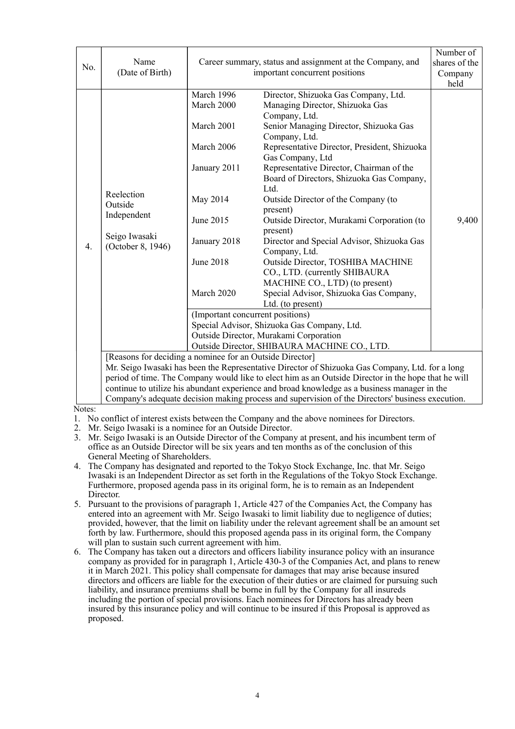| No. | Name (Date of Birth) | Career summary, status and assignment at the Company, and important concurrent positions | Number of shares of the Company held |
|---|---|---|---|
| 4. | Reelection<br>Outside<br>Independent<br><br>Seigo Iwasaki<br>(October 8, 1946) | March 1996 Director, Shizuoka Gas Company, Ltd.<br>March 2000 Managing Director, Shizuoka Gas Company, Ltd.<br>March 2001 Senior Managing Director, Shizuoka Gas Company, Ltd.<br>March 2006 Representative Director, President, Shizuoka Gas Company, Ltd<br>January 2011 Representative Director, Chairman of the Board of Directors, Shizuoka Gas Company, Ltd.<br>May 2014 Outside Director of the Company (to present)<br>June 2015 Outside Director, Murakami Corporation (to present)<br>January 2018 Director and Special Advisor, Shizuoka Gas Company, Ltd.<br>June 2018 Outside Director, TOSHIBA MACHINE CO., LTD. (currently SHIBAURA MACHINE CO., LTD) (to present)<br>March 2020 Special Advisor, Shizuoka Gas Company, Ltd. (to present)<br><br>(Important concurrent positions)<br>Special Advisor, Shizuoka Gas Company, Ltd.<br>Outside Director, Murakami Corporation<br>Outside Director, SHIBAURA MACHINE CO., LTD. | 9,400 |
| | [Reasons for deciding a nominee for an Outside Director]<br>Mr. Seigo Iwasaki has been the Representative Director of Shizuoka Gas Company, Ltd. for a long period of time. The Company would like to elect him as an Outside Director in the hope that he will continue to utilize his abundant experience and broad knowledge as a business manager in the Company's adequate decision making process and supervision of the Directors' business execution. | | |

Notes:

1. No conflict of interest exists between the Company and the above nominees for Directors.
2. Mr. Seigo Iwasaki is a nominee for an Outside Director.
3. Mr. Seigo Iwasaki is an Outside Director of the Company at present, and his incumbent term of office as an Outside Director will be six years and ten months as of the conclusion of this General Meeting of Shareholders.
4. The Company has designated and reported to the Tokyo Stock Exchange, Inc. that Mr. Seigo Iwasaki is an Independent Director as set forth in the Regulations of the Tokyo Stock Exchange. Furthermore, proposed agenda pass in its original form, he is to remain as an Independent Director.
5. Pursuant to the provisions of paragraph 1, Article 427 of the Companies Act, the Company has entered into an agreement with Mr. Seigo Iwasaki to limit liability due to negligence of duties; provided, however, that the limit on liability under the relevant agreement shall be an amount set forth by law. Furthermore, should this proposed agenda pass in its original form, the Company will plan to sustain such current agreement with him.
6. The Company has taken out a directors and officers liability insurance policy with an insurance company as provided for in paragraph 1, Article 430-3 of the Companies Act, and plans to renew it in March 2021. This policy shall compensate for damages that may arise because insured directors and officers are liable for the execution of their duties or are claimed for pursuing such liability, and insurance premiums shall be borne in full by the Company for all insureds including the portion of special provisions. Each nominees for Directors has already been insured by this insurance policy and will continue to be insured if this Proposal is approved as proposed.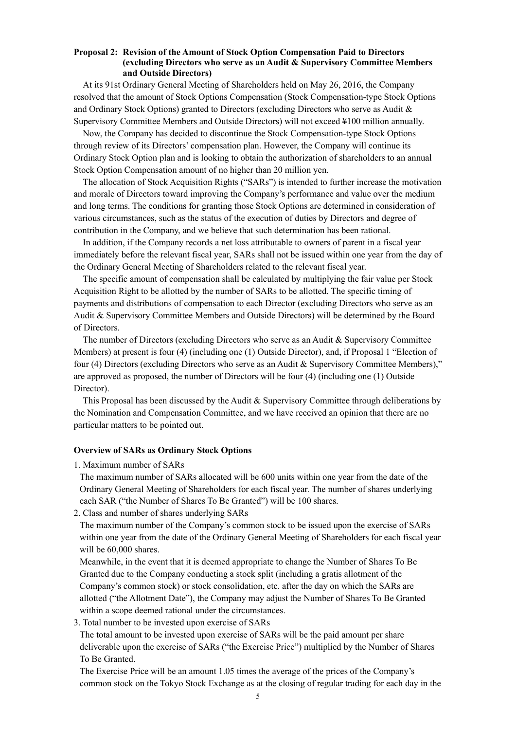**Proposal 2: Revision of the Amount of Stock Option Compensation Paid to Directors (excluding Directors who serve as an Audit & Supervisory Committee Members and Outside Directors)**

At its 91st Ordinary General Meeting of Shareholders held on May 26, 2016, the Company resolved that the amount of Stock Options Compensation (Stock Compensation-type Stock Options and Ordinary Stock Options) granted to Directors (excluding Directors who serve as Audit & Supervisory Committee Members and Outside Directors) will not exceed ¥100 million annually.

Now, the Company has decided to discontinue the Stock Compensation-type Stock Options through review of its Directors' compensation plan. However, the Company will continue its Ordinary Stock Option plan and is looking to obtain the authorization of shareholders to an annual Stock Option Compensation amount of no higher than 20 million yen.

The allocation of Stock Acquisition Rights ("SARs") is intended to further increase the motivation and morale of Directors toward improving the Company's performance and value over the medium and long terms. The conditions for granting those Stock Options are determined in consideration of various circumstances, such as the status of the execution of duties by Directors and degree of contribution in the Company, and we believe that such determination has been rational.

In addition, if the Company records a net loss attributable to owners of parent in a fiscal year immediately before the relevant fiscal year, SARs shall not be issued within one year from the day of the Ordinary General Meeting of Shareholders related to the relevant fiscal year.

The specific amount of compensation shall be calculated by multiplying the fair value per Stock Acquisition Right to be allotted by the number of SARs to be allotted. The specific timing of payments and distributions of compensation to each Director (excluding Directors who serve as an Audit & Supervisory Committee Members and Outside Directors) will be determined by the Board of Directors.

The number of Directors (excluding Directors who serve as an Audit & Supervisory Committee Members) at present is four (4) (including one (1) Outside Director), and, if Proposal 1 "Election of four (4) Directors (excluding Directors who serve as an Audit & Supervisory Committee Members)," are approved as proposed, the number of Directors will be four (4) (including one (1) Outside Director).

This Proposal has been discussed by the Audit & Supervisory Committee through deliberations by the Nomination and Compensation Committee, and we have received an opinion that there are no particular matters to be pointed out.

**Overview of SARs as Ordinary Stock Options**

1. Maximum number of SARs

   The maximum number of SARs allocated will be 600 units within one year from the date of the Ordinary General Meeting of Shareholders for each fiscal year. The number of shares underlying each SAR ("the Number of Shares To Be Granted") will be 100 shares.

2. Class and number of shares underlying SARs

   The maximum number of the Company's common stock to be issued upon the exercise of SARs within one year from the date of the Ordinary General Meeting of Shareholders for each fiscal year will be 60,000 shares.

   Meanwhile, in the event that it is deemed appropriate to change the Number of Shares To Be Granted due to the Company conducting a stock split (including a gratis allotment of the Company's common stock) or stock consolidation, etc. after the day on which the SARs are allotted ("the Allotment Date"), the Company may adjust the Number of Shares To Be Granted within a scope deemed rational under the circumstances.

3. Total number to be invested upon exercise of SARs

   The total amount to be invested upon exercise of SARs will be the paid amount per share deliverable upon the exercise of SARs ("the Exercise Price") multiplied by the Number of Shares To Be Granted.

   The Exercise Price will be an amount 1.05 times the average of the prices of the Company's common stock on the Tokyo Stock Exchange as at the closing of regular trading for each day in the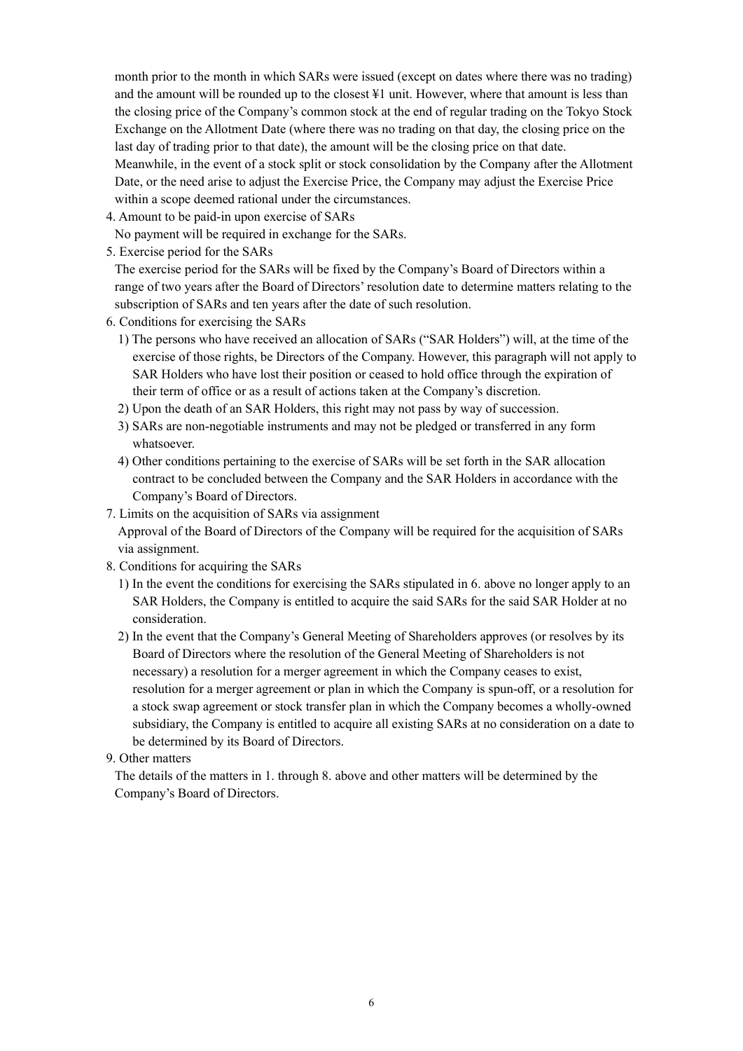month prior to the month in which SARs were issued (except on dates where there was no trading) and the amount will be rounded up to the closest ¥1 unit. However, where that amount is less than the closing price of the Company's common stock at the end of regular trading on the Tokyo Stock Exchange on the Allotment Date (where there was no trading on that day, the closing price on the last day of trading prior to that date), the amount will be the closing price on that date. Meanwhile, in the event of a stock split or stock consolidation by the Company after the Allotment Date, or the need arise to adjust the Exercise Price, the Company may adjust the Exercise Price within a scope deemed rational under the circumstances.

4. Amount to be paid-in upon exercise of SARs

   No payment will be required in exchange for the SARs.

5. Exercise period for the SARs

   The exercise period for the SARs will be fixed by the Company's Board of Directors within a range of two years after the Board of Directors' resolution date to determine matters relating to the subscription of SARs and ten years after the date of such resolution.

6. Conditions for exercising the SARs

   1) The persons who have received an allocation of SARs ("SAR Holders") will, at the time of the exercise of those rights, be Directors of the Company. However, this paragraph will not apply to SAR Holders who have lost their position or ceased to hold office through the expiration of their term of office or as a result of actions taken at the Company's discretion.
   2) Upon the death of an SAR Holders, this right may not pass by way of succession.
   3) SARs are non-negotiable instruments and may not be pledged or transferred in any form whatsoever.
   4) Other conditions pertaining to the exercise of SARs will be set forth in the SAR allocation contract to be concluded between the Company and the SAR Holders in accordance with the Company's Board of Directors.

7. Limits on the acquisition of SARs via assignment

   Approval of the Board of Directors of the Company will be required for the acquisition of SARs via assignment.

8. Conditions for acquiring the SARs

   1) In the event the conditions for exercising the SARs stipulated in 6. above no longer apply to an SAR Holders, the Company is entitled to acquire the said SARs for the said SAR Holder at no consideration.
   2) In the event that the Company's General Meeting of Shareholders approves (or resolves by its Board of Directors where the resolution of the General Meeting of Shareholders is not necessary) a resolution for a merger agreement in which the Company ceases to exist, resolution for a merger agreement or plan in which the Company is spun-off, or a resolution for a stock swap agreement or stock transfer plan in which the Company becomes a wholly-owned subsidiary, the Company is entitled to acquire all existing SARs at no consideration on a date to be determined by its Board of Directors.

9. Other matters

   The details of the matters in 1. through 8. above and other matters will be determined by the Company's Board of Directors.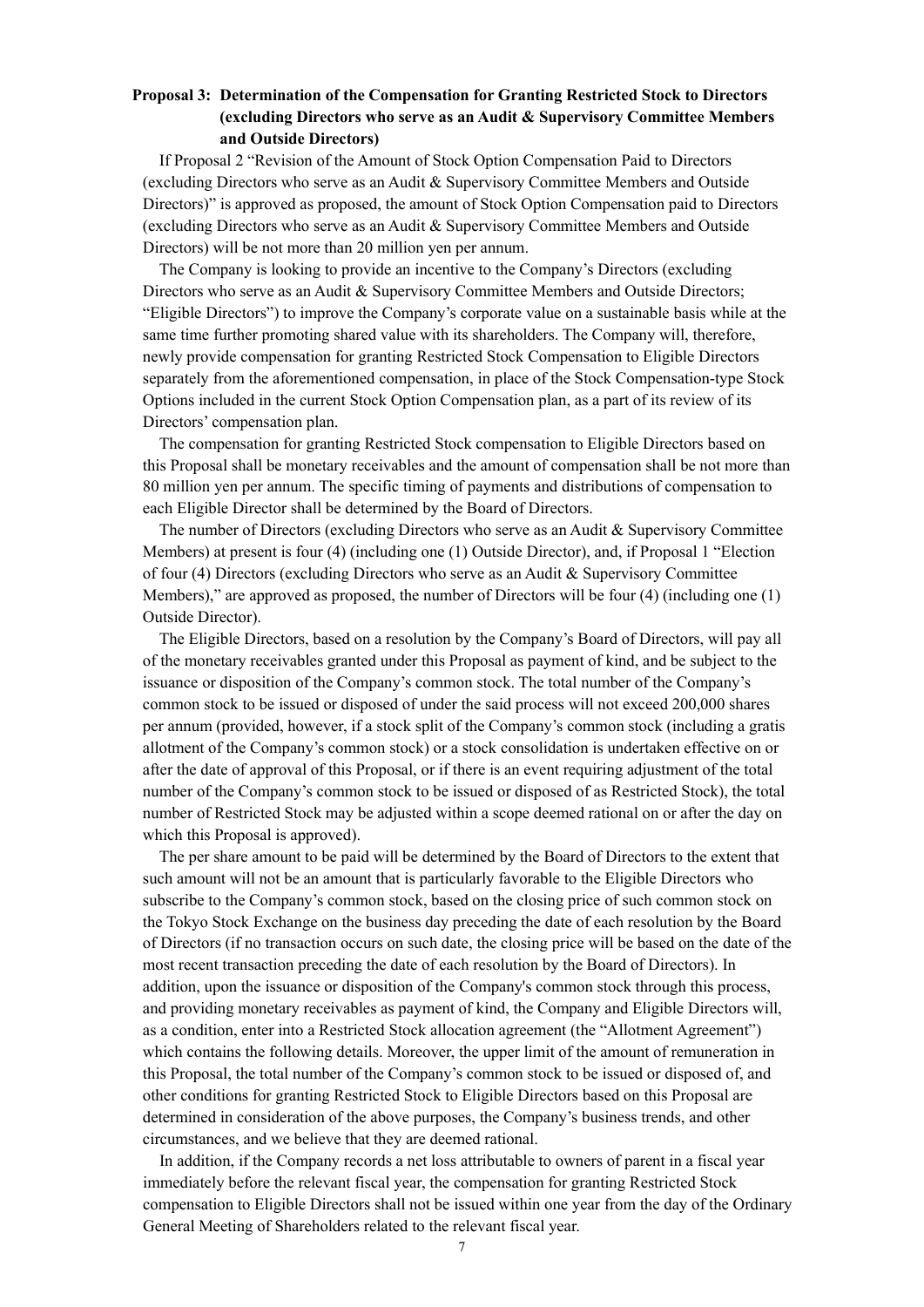**Proposal 3: Determination of the Compensation for Granting Restricted Stock to Directors (excluding Directors who serve as an Audit & Supervisory Committee Members and Outside Directors)**

If Proposal 2 "Revision of the Amount of Stock Option Compensation Paid to Directors (excluding Directors who serve as an Audit & Supervisory Committee Members and Outside Directors)" is approved as proposed, the amount of Stock Option Compensation paid to Directors (excluding Directors who serve as an Audit & Supervisory Committee Members and Outside Directors) will be not more than 20 million yen per annum.

The Company is looking to provide an incentive to the Company's Directors (excluding Directors who serve as an Audit & Supervisory Committee Members and Outside Directors; "Eligible Directors") to improve the Company's corporate value on a sustainable basis while at the same time further promoting shared value with its shareholders. The Company will, therefore, newly provide compensation for granting Restricted Stock Compensation to Eligible Directors separately from the aforementioned compensation, in place of the Stock Compensation-type Stock Options included in the current Stock Option Compensation plan, as a part of its review of its Directors' compensation plan.

The compensation for granting Restricted Stock compensation to Eligible Directors based on this Proposal shall be monetary receivables and the amount of compensation shall be not more than 80 million yen per annum. The specific timing of payments and distributions of compensation to each Eligible Director shall be determined by the Board of Directors.

The number of Directors (excluding Directors who serve as an Audit & Supervisory Committee Members) at present is four (4) (including one (1) Outside Director), and, if Proposal 1 "Election of four (4) Directors (excluding Directors who serve as an Audit & Supervisory Committee Members)," are approved as proposed, the number of Directors will be four (4) (including one (1) Outside Director).

The Eligible Directors, based on a resolution by the Company's Board of Directors, will pay all of the monetary receivables granted under this Proposal as payment of kind, and be subject to the issuance or disposition of the Company's common stock. The total number of the Company's common stock to be issued or disposed of under the said process will not exceed 200,000 shares per annum (provided, however, if a stock split of the Company's common stock (including a gratis allotment of the Company's common stock) or a stock consolidation is undertaken effective on or after the date of approval of this Proposal, or if there is an event requiring adjustment of the total number of the Company's common stock to be issued or disposed of as Restricted Stock), the total number of Restricted Stock may be adjusted within a scope deemed rational on or after the day on which this Proposal is approved).

The per share amount to be paid will be determined by the Board of Directors to the extent that such amount will not be an amount that is particularly favorable to the Eligible Directors who subscribe to the Company's common stock, based on the closing price of such common stock on the Tokyo Stock Exchange on the business day preceding the date of each resolution by the Board of Directors (if no transaction occurs on such date, the closing price will be based on the date of the most recent transaction preceding the date of each resolution by the Board of Directors). In addition, upon the issuance or disposition of the Company's common stock through this process, and providing monetary receivables as payment of kind, the Company and Eligible Directors will, as a condition, enter into a Restricted Stock allocation agreement (the "Allotment Agreement") which contains the following details. Moreover, the upper limit of the amount of remuneration in this Proposal, the total number of the Company's common stock to be issued or disposed of, and other conditions for granting Restricted Stock to Eligible Directors based on this Proposal are determined in consideration of the above purposes, the Company's business trends, and other circumstances, and we believe that they are deemed rational.

In addition, if the Company records a net loss attributable to owners of parent in a fiscal year immediately before the relevant fiscal year, the compensation for granting Restricted Stock compensation to Eligible Directors shall not be issued within one year from the day of the Ordinary General Meeting of Shareholders related to the relevant fiscal year.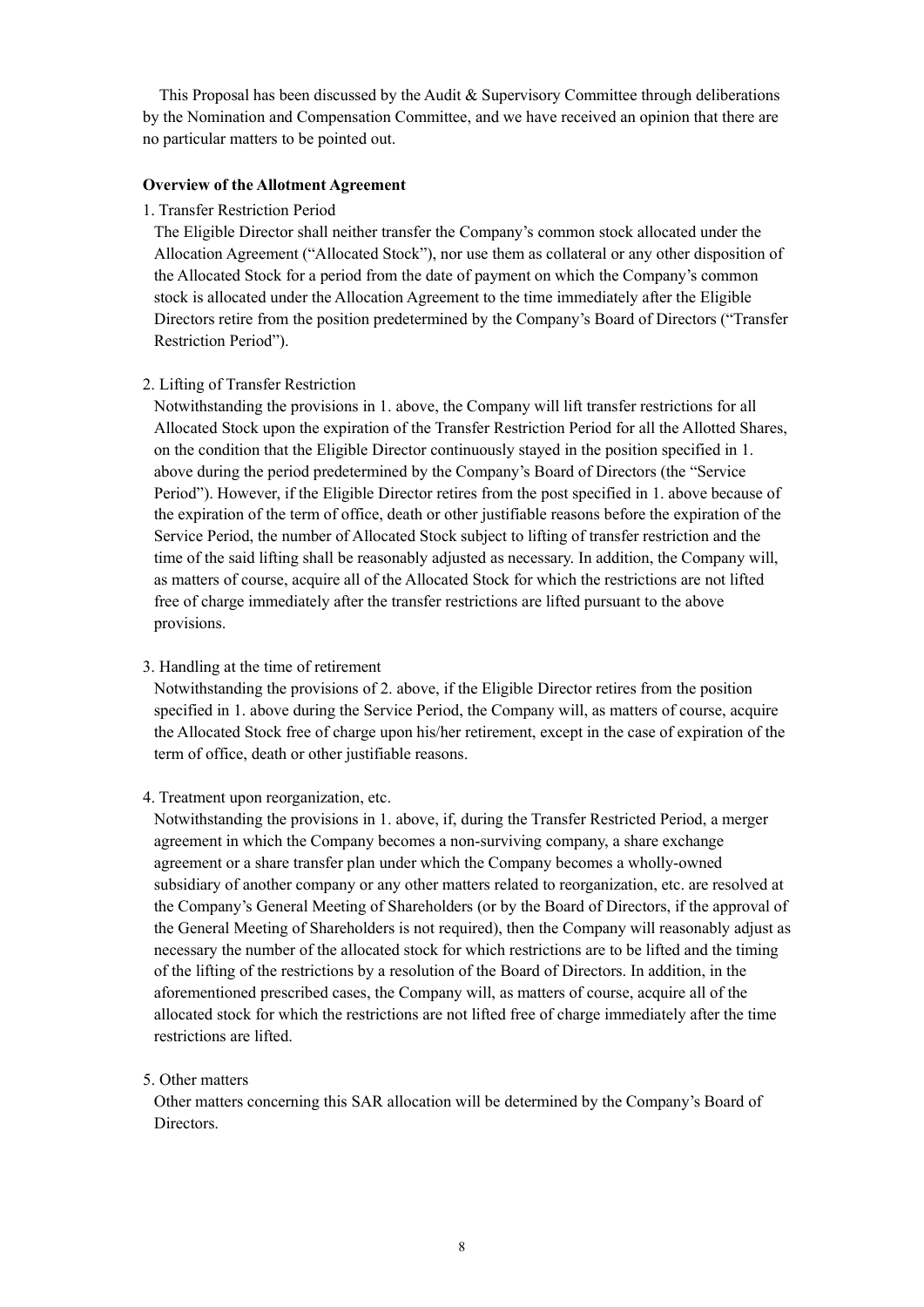This Proposal has been discussed by the Audit & Supervisory Committee through deliberations by the Nomination and Compensation Committee, and we have received an opinion that there are no particular matters to be pointed out.

**Overview of the Allotment Agreement**

1. Transfer Restriction Period

   The Eligible Director shall neither transfer the Company's common stock allocated under the Allocation Agreement ("Allocated Stock"), nor use them as collateral or any other disposition of the Allocated Stock for a period from the date of payment on which the Company's common stock is allocated under the Allocation Agreement to the time immediately after the Eligible Directors retire from the position predetermined by the Company's Board of Directors ("Transfer Restriction Period").

2. Lifting of Transfer Restriction

   Notwithstanding the provisions in 1. above, the Company will lift transfer restrictions for all Allocated Stock upon the expiration of the Transfer Restriction Period for all the Allotted Shares, on the condition that the Eligible Director continuously stayed in the position specified in 1. above during the period predetermined by the Company's Board of Directors (the "Service Period"). However, if the Eligible Director retires from the post specified in 1. above because of the expiration of the term of office, death or other justifiable reasons before the expiration of the Service Period, the number of Allocated Stock subject to lifting of transfer restriction and the time of the said lifting shall be reasonably adjusted as necessary. In addition, the Company will, as matters of course, acquire all of the Allocated Stock for which the restrictions are not lifted free of charge immediately after the transfer restrictions are lifted pursuant to the above provisions.

3. Handling at the time of retirement

   Notwithstanding the provisions of 2. above, if the Eligible Director retires from the position specified in 1. above during the Service Period, the Company will, as matters of course, acquire the Allocated Stock free of charge upon his/her retirement, except in the case of expiration of the term of office, death or other justifiable reasons.

4. Treatment upon reorganization, etc.

   Notwithstanding the provisions in 1. above, if, during the Transfer Restricted Period, a merger agreement in which the Company becomes a non-surviving company, a share exchange agreement or a share transfer plan under which the Company becomes a wholly-owned subsidiary of another company or any other matters related to reorganization, etc. are resolved at the Company's General Meeting of Shareholders (or by the Board of Directors, if the approval of the General Meeting of Shareholders is not required), then the Company will reasonably adjust as necessary the number of the allocated stock for which restrictions are to be lifted and the timing of the lifting of the restrictions by a resolution of the Board of Directors. In addition, in the aforementioned prescribed cases, the Company will, as matters of course, acquire all of the allocated stock for which the restrictions are not lifted free of charge immediately after the time restrictions are lifted.

5. Other matters

   Other matters concerning this SAR allocation will be determined by the Company's Board of Directors.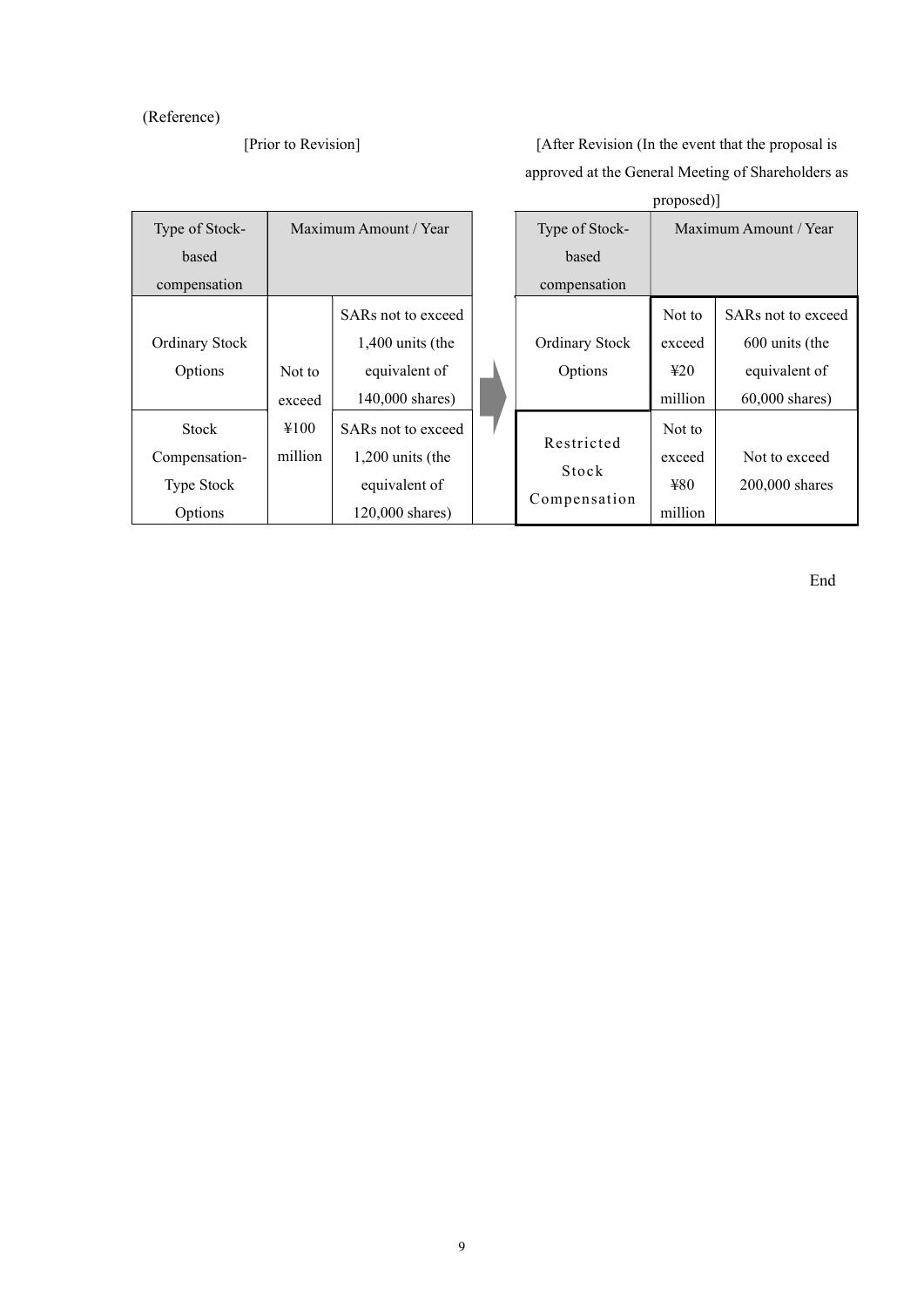(Reference)

[Prior to Revision]

| Type of Stock-based compensation | Maximum Amount / Year | |
|---|---|---|
| Ordinary Stock Options | Not to exceed ¥100 million | SARs not to exceed 1,400 units (the equivalent of 140,000 shares) |
| Stock Compensation-Type Stock Options | | SARs not to exceed 1,200 units (the equivalent of 120,000 shares) |

[After Revision (In the event that the proposal is approved at the General Meeting of Shareholders as proposed)]

| Type of Stock-based compensation | Maximum Amount / Year | |
|---|---|---|
| Ordinary Stock Options | Not to exceed ¥20 million | SARs not to exceed 600 units (the equivalent of 60,000 shares) |
| Restricted Stock Compensation | Not to exceed ¥80 million | Not to exceed 200,000 shares |

End